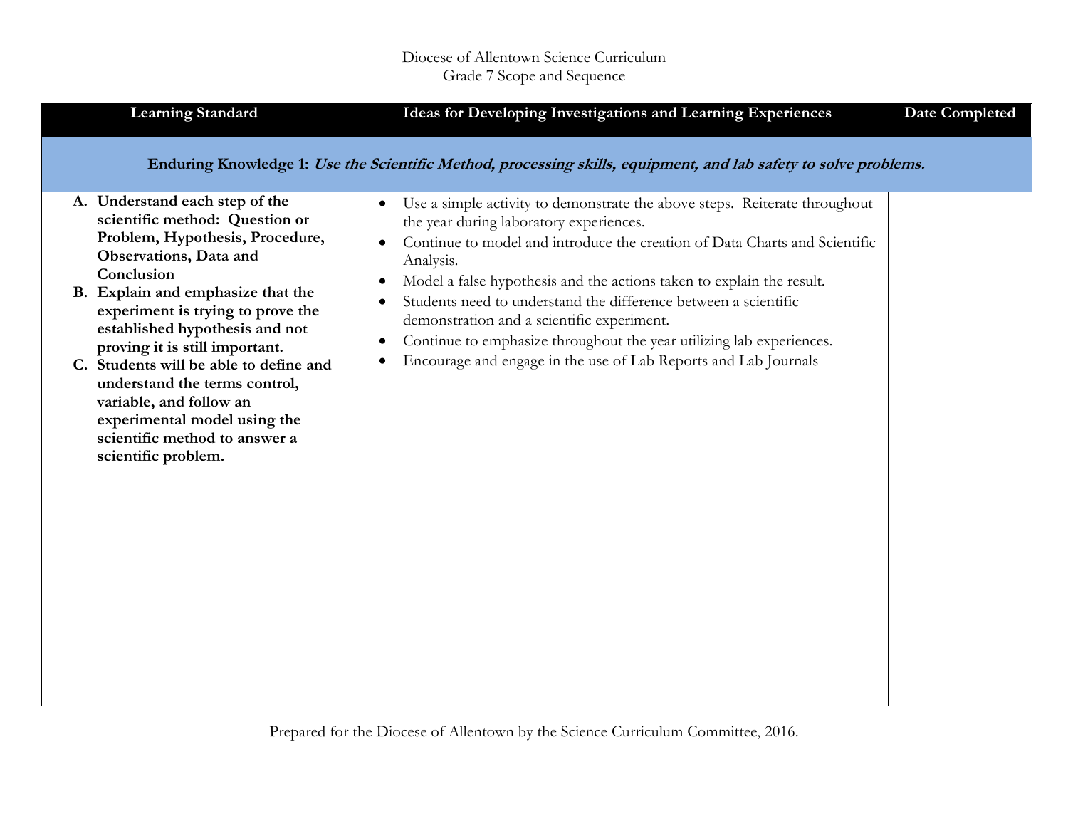Diocese of Allentown Science Curriculum
Grade 7 Scope and Sequence

| Learning Standard | Ideas for Developing Investigations and Learning Experiences | Date Completed |
|---|---|---|
| **Enduring Knowledge 1:** ***Use the Scientific Method, processing skills, equipment, and lab safety to solve problems.*** | | |
| **A. Understand each step of the scientific method: Question or Problem, Hypothesis, Procedure, Observations, Data and Conclusion**<br>**B. Explain and emphasize that the experiment is trying to prove the established hypothesis and not proving it is still important.**<br>**C. Students will be able to define and understand the terms control, variable, and follow an experimental model using the scientific method to answer a scientific problem.** | • Use a simple activity to demonstrate the above steps. Reiterate throughout the year during laboratory experiences.<br>• Continue to model and introduce the creation of Data Charts and Scientific Analysis.<br>• Model a false hypothesis and the actions taken to explain the result.<br>• Students need to understand the difference between a scientific demonstration and a scientific experiment.<br>• Continue to emphasize throughout the year utilizing lab experiences.<br>• Encourage and engage in the use of Lab Reports and Lab Journals | |

Prepared for the Diocese of Allentown by the Science Curriculum Committee, 2016.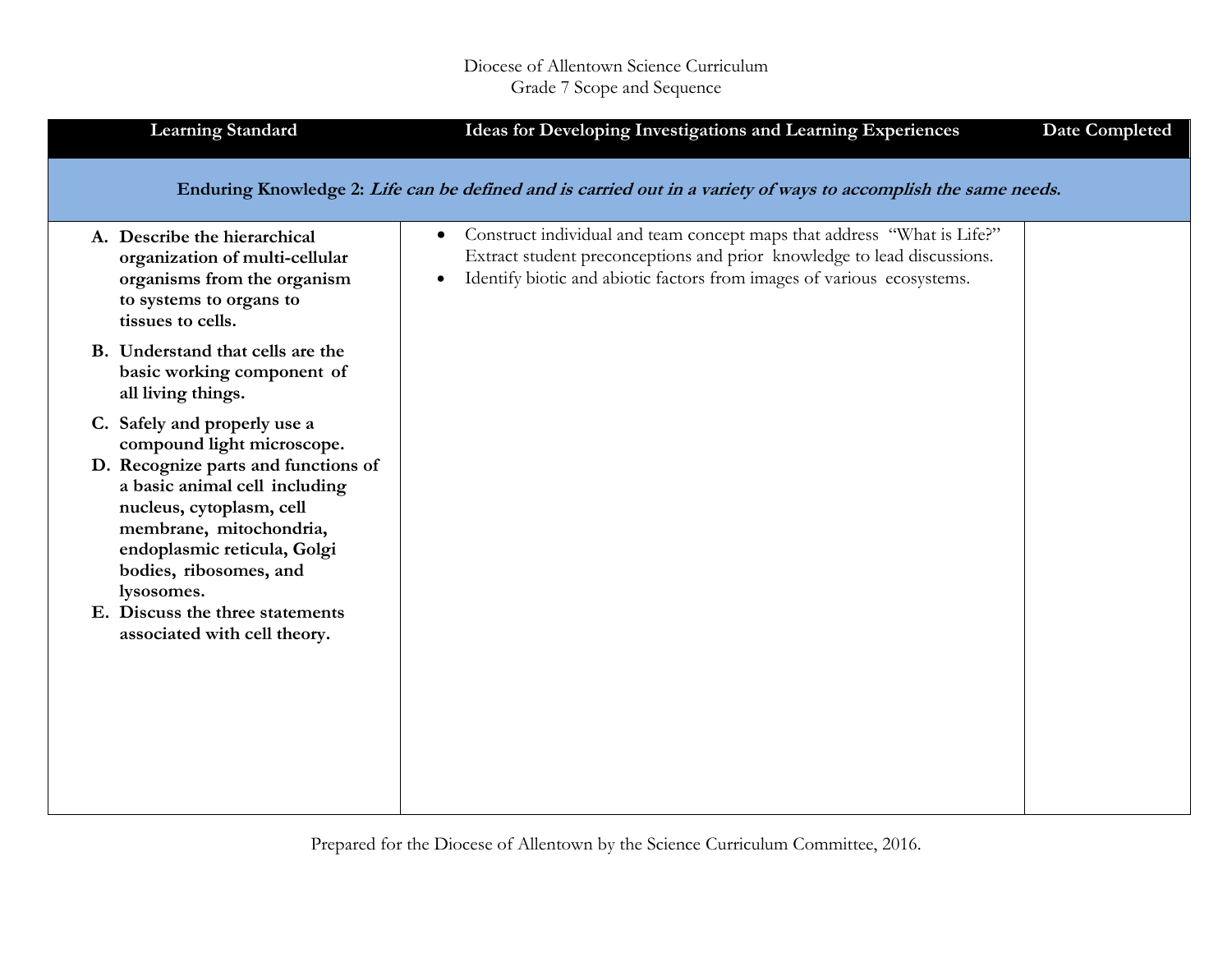Diocese of Allentown Science Curriculum
Grade 7 Scope and Sequence

| Learning Standard | Ideas for Developing Investigations and Learning Experiences | Date Completed |
|---|---|---|
| **Enduring Knowledge 2:** ***Life can be defined and is carried out in a variety of ways to accomplish the same needs.*** | | |
| **A. Describe the hierarchical organization of multi-cellular organisms from the organism to systems to organs to tissues to cells.**<br>**B. Understand that cells are the basic working component of all living things.**<br>**C. Safely and properly use a compound light microscope.**<br>**D. Recognize parts and functions of a basic animal cell including nucleus, cytoplasm, cell membrane, mitochondria, endoplasmic reticula, Golgi bodies, ribosomes, and lysosomes.**<br>**E. Discuss the three statements associated with cell theory.** | • Construct individual and team concept maps that address "What is Life?" Extract student preconceptions and prior knowledge to lead discussions.<br>• Identify biotic and abiotic factors from images of various ecosystems. | |

Prepared for the Diocese of Allentown by the Science Curriculum Committee, 2016.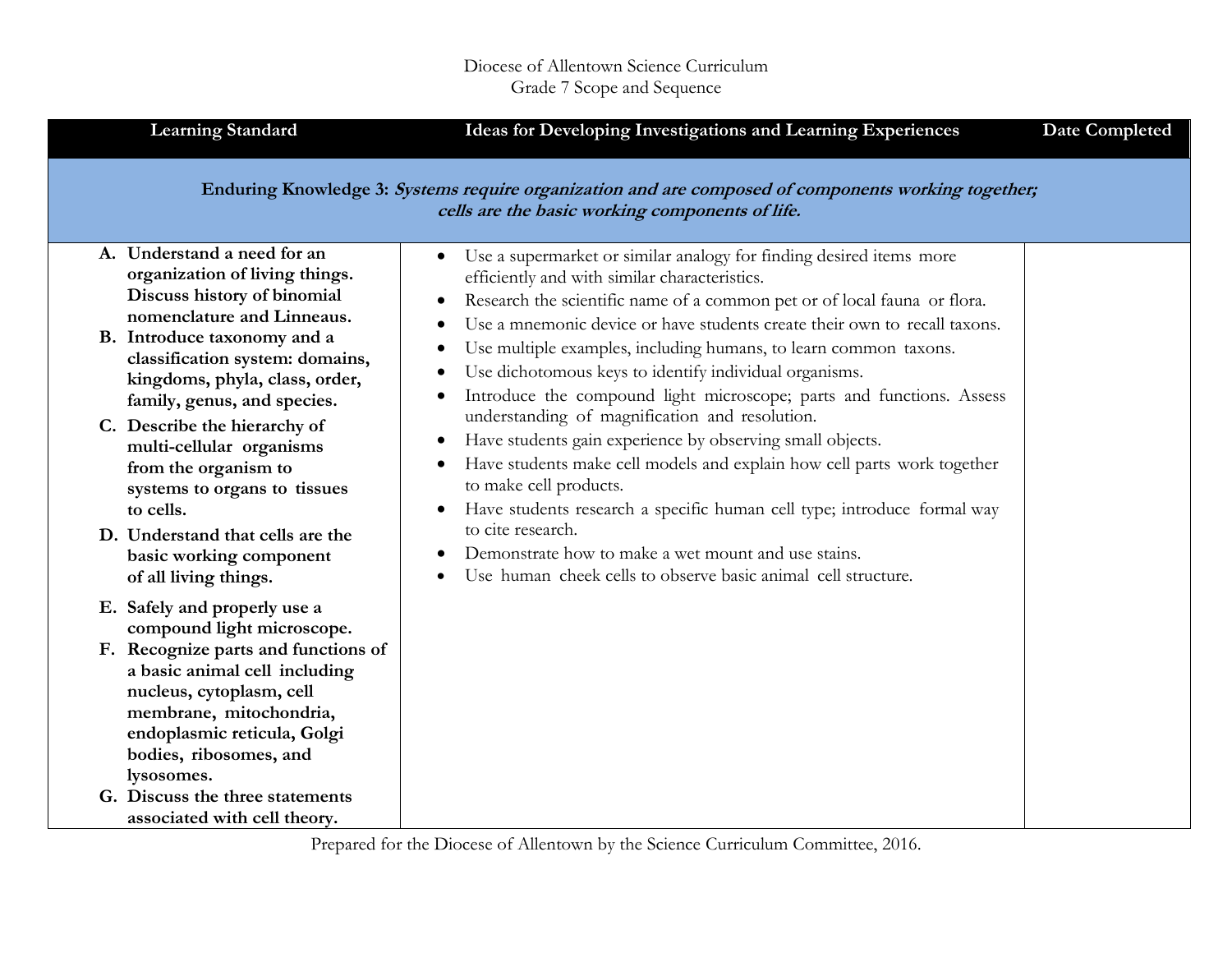Diocese of Allentown Science Curriculum
Grade 7 Scope and Sequence

| Learning Standard | Ideas for Developing Investigations and Learning Experiences | Date Completed |
|---|---|---|
| **Enduring Knowledge 3:** ***Systems require organization and are composed of components working together; cells are the basic working components of life.*** | | |
| **A. Understand a need for an organization of living things. Discuss history of binomial nomenclature and Linneaus.**<br>**B. Introduce taxonomy and a classification system: domains, kingdoms, phyla, class, order, family, genus, and species.**<br>**C. Describe the hierarchy of multi-cellular organisms from the organism to systems to organs to tissues to cells.**<br>**D. Understand that cells are the basic working component of all living things.**<br>**E. Safely and properly use a compound light microscope.**<br>**F. Recognize parts and functions of a basic animal cell including nucleus, cytoplasm, cell membrane, mitochondria, endoplasmic reticula, Golgi bodies, ribosomes, and lysosomes.**<br>**G. Discuss the three statements associated with cell theory.** | • Use a supermarket or similar analogy for finding desired items more efficiently and with similar characteristics.<br>• Research the scientific name of a common pet or of local fauna or flora.<br>• Use a mnemonic device or have students create their own to recall taxons.<br>• Use multiple examples, including humans, to learn common taxons.<br>• Use dichotomous keys to identify individual organisms.<br>• Introduce the compound light microscope; parts and functions. Assess understanding of magnification and resolution.<br>• Have students gain experience by observing small objects.<br>• Have students make cell models and explain how cell parts work together to make cell products.<br>• Have students research a specific human cell type; introduce formal way to cite research.<br>• Demonstrate how to make a wet mount and use stains.<br>• Use human cheek cells to observe basic animal cell structure. | |

Prepared for the Diocese of Allentown by the Science Curriculum Committee, 2016.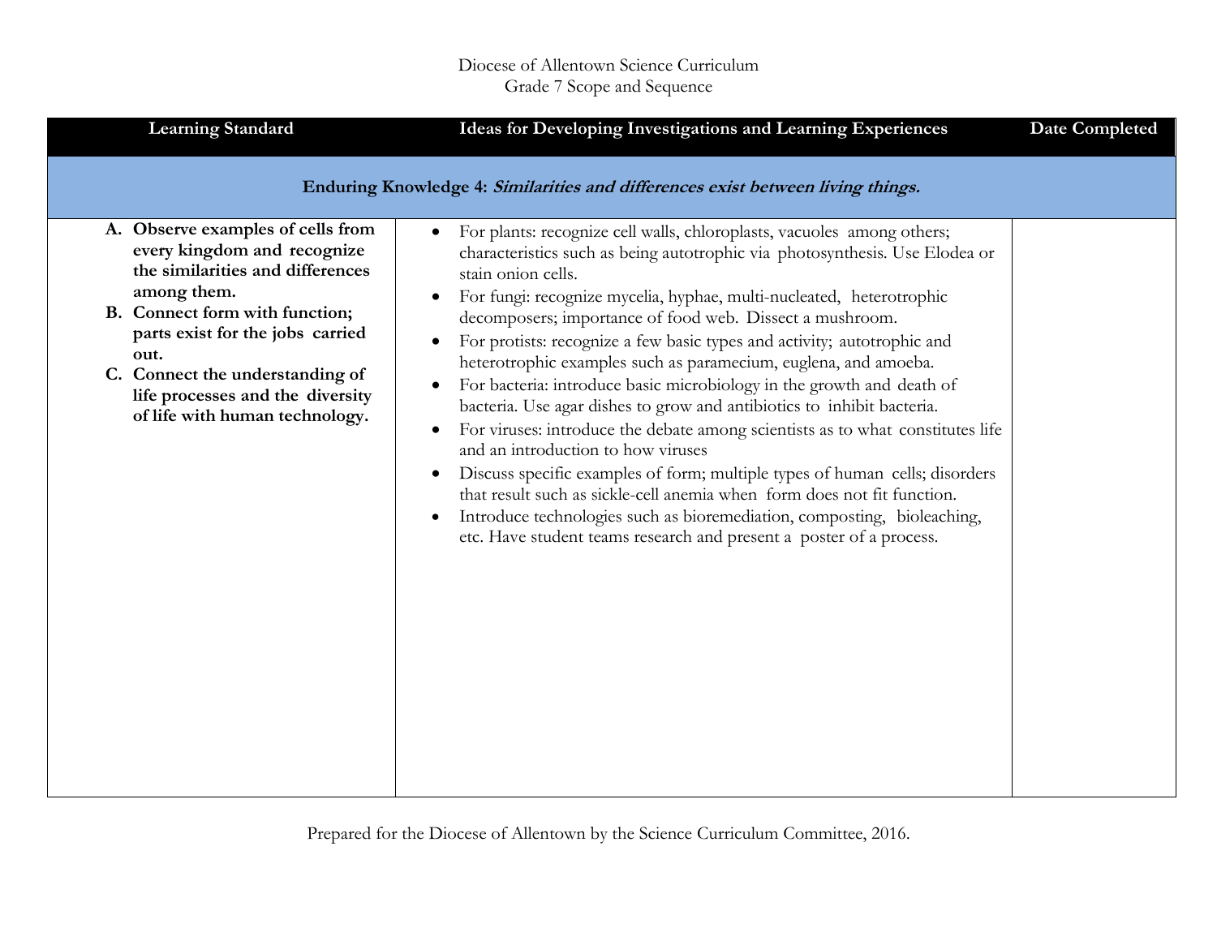Diocese of Allentown Science Curriculum
Grade 7 Scope and Sequence

| Learning Standard | Ideas for Developing Investigations and Learning Experiences | Date Completed |
|---|---|---|
| **Enduring Knowledge 4:** ***Similarities and differences exist between living things.*** | | |
| **A. Observe examples of cells from every kingdom and recognize the similarities and differences among them.**<br>**B. Connect form with function; parts exist for the jobs carried out.**<br>**C. Connect the understanding of life processes and the diversity of life with human technology.** | • For plants: recognize cell walls, chloroplasts, vacuoles among others; characteristics such as being autotrophic via photosynthesis. Use Elodea or stain onion cells.<br>• For fungi: recognize mycelia, hyphae, multi-nucleated, heterotrophic decomposers; importance of food web. Dissect a mushroom.<br>• For protists: recognize a few basic types and activity; autotrophic and heterotrophic examples such as paramecium, euglena, and amoeba.<br>• For bacteria: introduce basic microbiology in the growth and death of bacteria. Use agar dishes to grow and antibiotics to inhibit bacteria.<br>• For viruses: introduce the debate among scientists as to what constitutes life and an introduction to how viruses<br>• Discuss specific examples of form; multiple types of human cells; disorders that result such as sickle-cell anemia when form does not fit function.<br>• Introduce technologies such as bioremediation, composting, bioleaching, etc. Have student teams research and present a poster of a process. | |

Prepared for the Diocese of Allentown by the Science Curriculum Committee, 2016.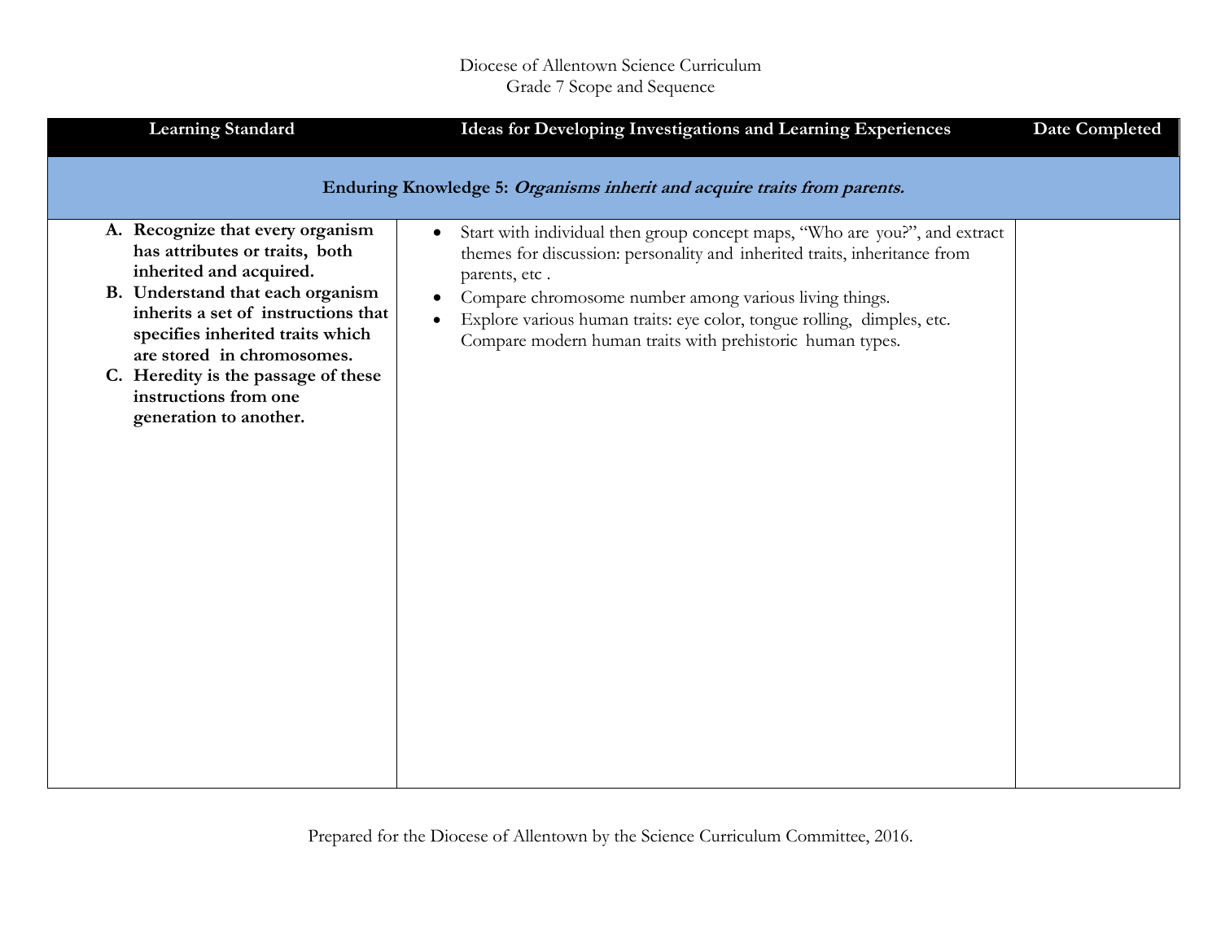Diocese of Allentown Science Curriculum
Grade 7 Scope and Sequence

| Learning Standard | Ideas for Developing Investigations and Learning Experiences | Date Completed |
|---|---|---|
| **Enduring Knowledge 5:** ***Organisms inherit and acquire traits from parents.*** | | |
| **A. Recognize that every organism has attributes or traits, both inherited and acquired.**<br>**B. Understand that each organism inherits a set of instructions that specifies inherited traits which are stored in chromosomes.**<br>**C. Heredity is the passage of these instructions from one generation to another.** | • Start with individual then group concept maps, "Who are you?", and extract themes for discussion: personality and inherited traits, inheritance from parents, etc .<br>• Compare chromosome number among various living things.<br>• Explore various human traits: eye color, tongue rolling, dimples, etc. Compare modern human traits with prehistoric human types. | |

Prepared for the Diocese of Allentown by the Science Curriculum Committee, 2016.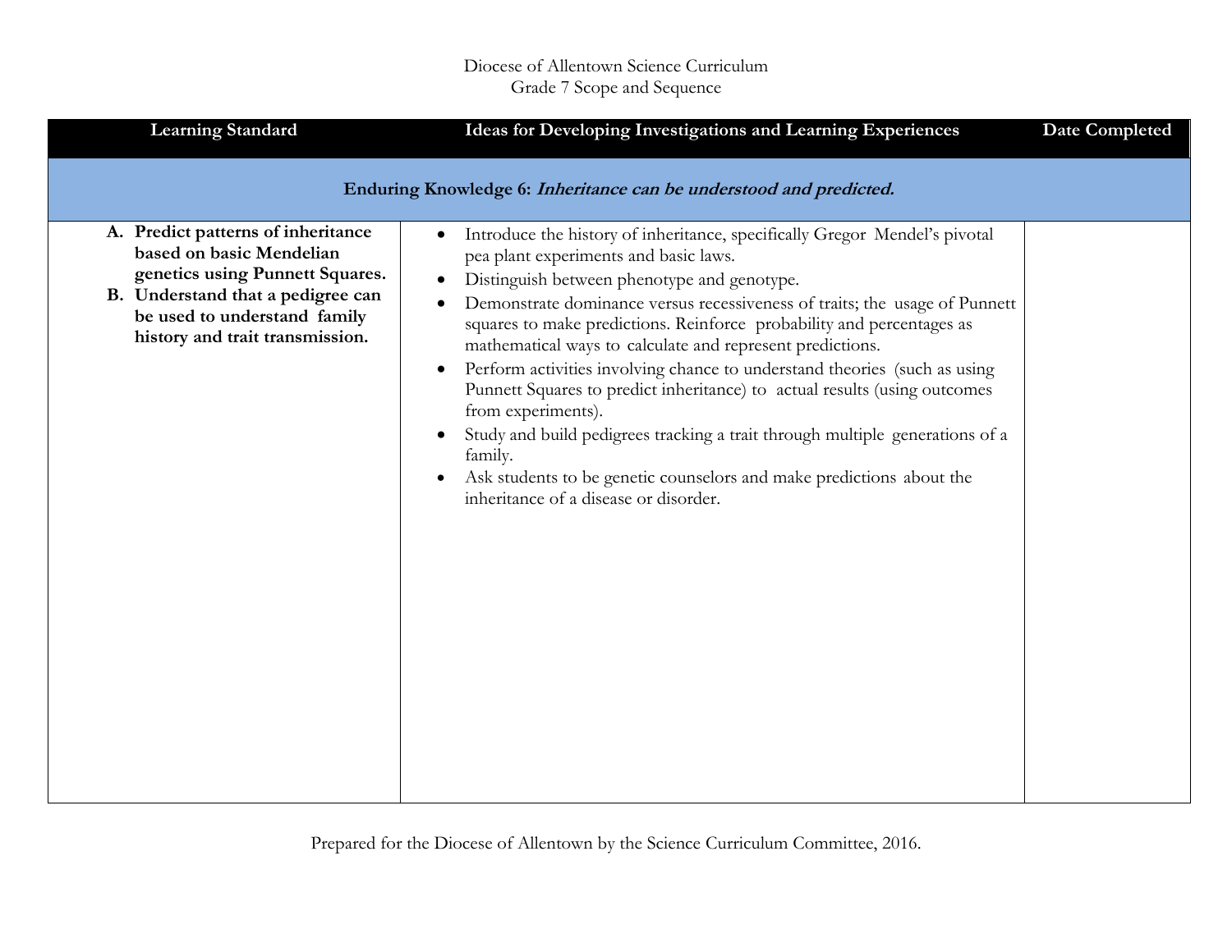Diocese of Allentown Science Curriculum
Grade 7 Scope and Sequence

| Learning Standard | Ideas for Developing Investigations and Learning Experiences | Date Completed |
|---|---|---|
| **Enduring Knowledge 6:** ***Inheritance can be understood and predicted.*** | | |
| **A. Predict patterns of inheritance based on basic Mendelian genetics using Punnett Squares.**<br>**B. Understand that a pedigree can be used to understand family history and trait transmission.** | • Introduce the history of inheritance, specifically Gregor Mendel's pivotal pea plant experiments and basic laws.<br>• Distinguish between phenotype and genotype.<br>• Demonstrate dominance versus recessiveness of traits; the usage of Punnett squares to make predictions. Reinforce probability and percentages as mathematical ways to calculate and represent predictions.<br>• Perform activities involving chance to understand theories (such as using Punnett Squares to predict inheritance) to actual results (using outcomes from experiments).<br>• Study and build pedigrees tracking a trait through multiple generations of a family.<br>• Ask students to be genetic counselors and make predictions about the inheritance of a disease or disorder. | |

Prepared for the Diocese of Allentown by the Science Curriculum Committee, 2016.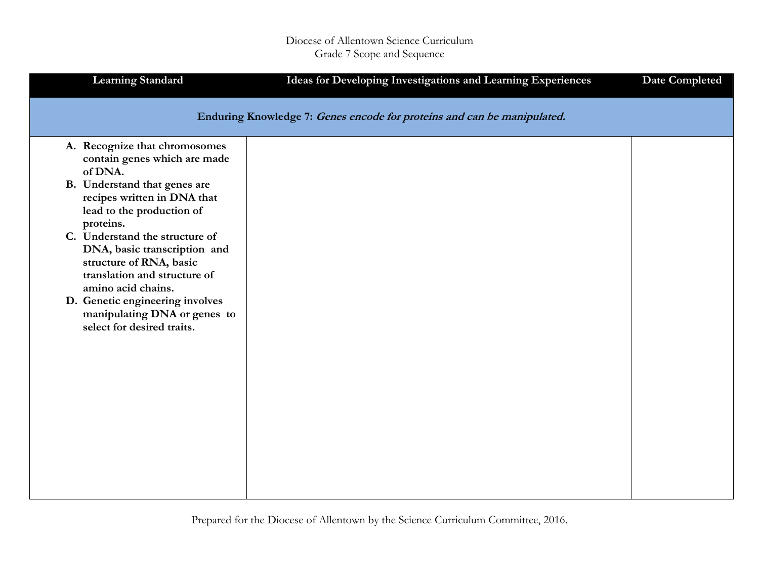Diocese of Allentown Science Curriculum
Grade 7 Scope and Sequence

| Learning Standard | Ideas for Developing Investigations and Learning Experiences | Date Completed |
|---|---|---|
| **Enduring Knowledge 7:** ***Genes encode for proteins and can be manipulated.*** | | |
| **A. Recognize that chromosomes contain genes which are made of DNA.**<br>**B. Understand that genes are recipes written in DNA that lead to the production of proteins.**<br>**C. Understand the structure of DNA, basic transcription and structure of RNA, basic translation and structure of amino acid chains.**<br>**D. Genetic engineering involves manipulating DNA or genes to select for desired traits.** | | |

Prepared for the Diocese of Allentown by the Science Curriculum Committee, 2016.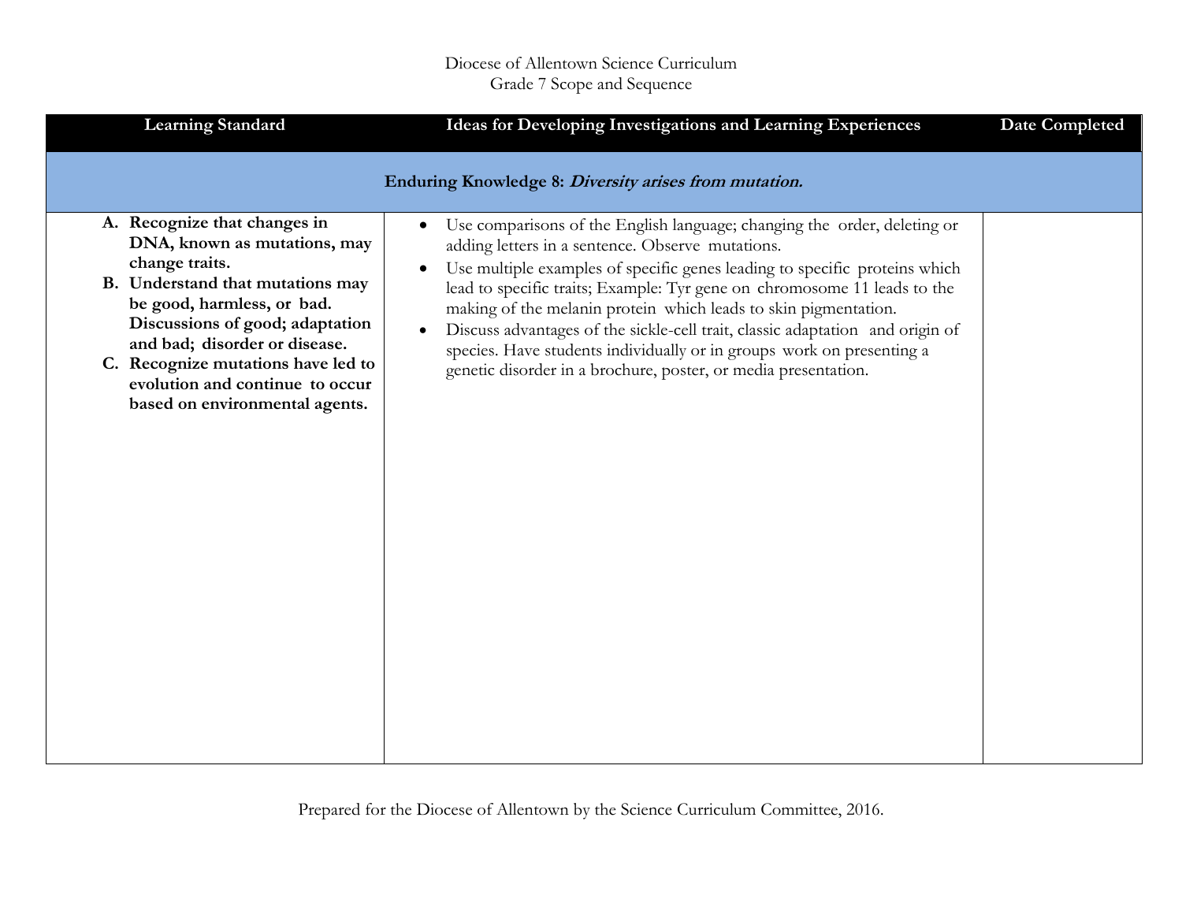Diocese of Allentown Science Curriculum
Grade 7 Scope and Sequence

| Learning Standard | Ideas for Developing Investigations and Learning Experiences | Date Completed |
|---|---|---|
| **Enduring Knowledge 8:** ***Diversity arises from mutation.*** | | |
| **A. Recognize that changes in DNA, known as mutations, may change traits.**<br>**B. Understand that mutations may be good, harmless, or bad. Discussions of good; adaptation and bad; disorder or disease.**<br>**C. Recognize mutations have led to evolution and continue to occur based on environmental agents.** | • Use comparisons of the English language; changing the order, deleting or adding letters in a sentence. Observe mutations.<br>• Use multiple examples of specific genes leading to specific proteins which lead to specific traits; Example: Tyr gene on chromosome 11 leads to the making of the melanin protein which leads to skin pigmentation.<br>• Discuss advantages of the sickle-cell trait, classic adaptation and origin of species. Have students individually or in groups work on presenting a genetic disorder in a brochure, poster, or media presentation. | |

Prepared for the Diocese of Allentown by the Science Curriculum Committee, 2016.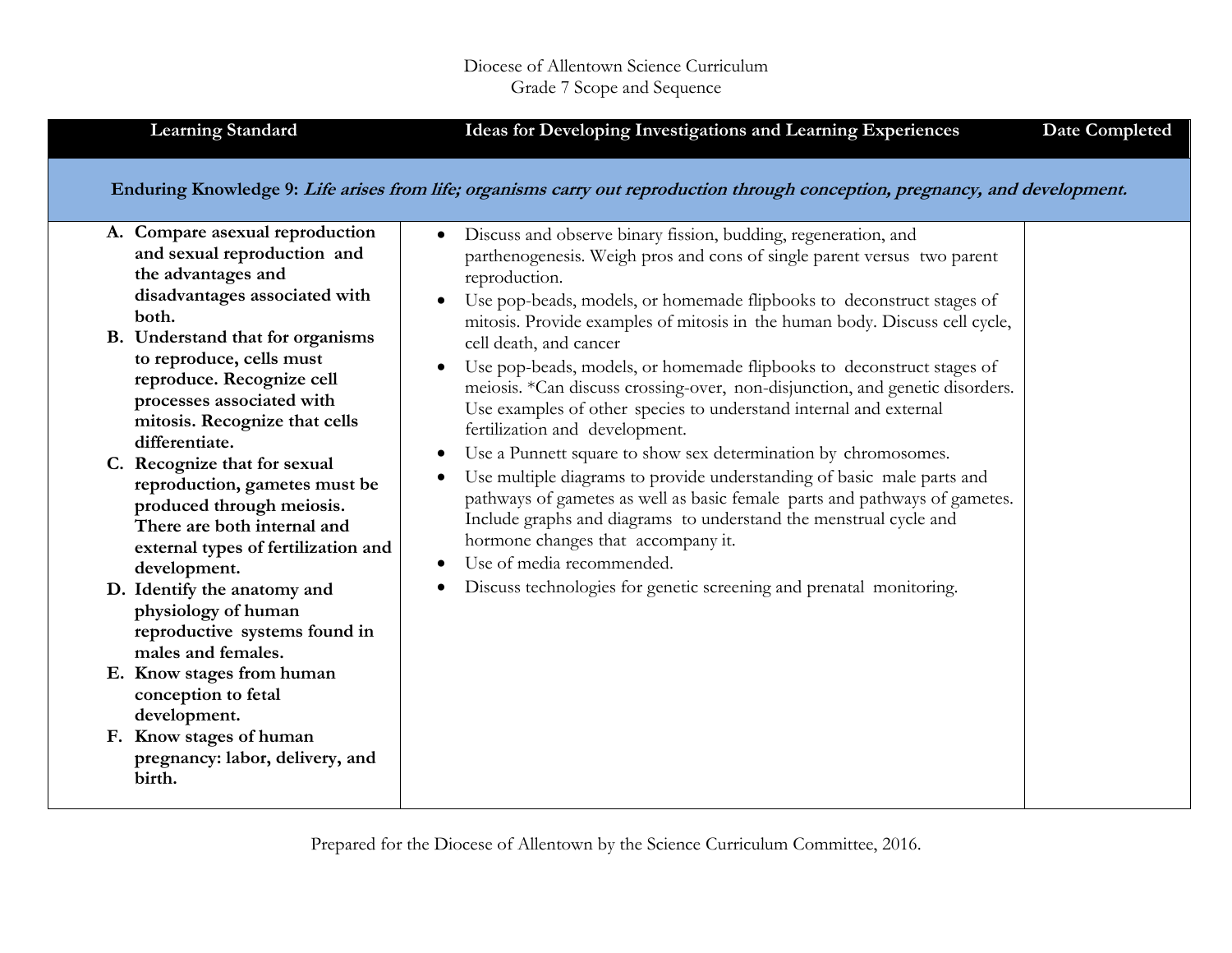Diocese of Allentown Science Curriculum
Grade 7 Scope and Sequence

| Learning Standard | Ideas for Developing Investigations and Learning Experiences | Date Completed |
|---|---|---|
| **Enduring Knowledge 9:** ***Life arises from life; organisms carry out reproduction through conception, pregnancy, and development.*** | | |
| **A. Compare asexual reproduction and sexual reproduction and the advantages and disadvantages associated with both.**<br>**B. Understand that for organisms to reproduce, cells must reproduce. Recognize cell processes associated with mitosis. Recognize that cells differentiate.**<br>**C. Recognize that for sexual reproduction, gametes must be produced through meiosis. There are both internal and external types of fertilization and development.**<br>**D. Identify the anatomy and physiology of human reproductive systems found in males and females.**<br>**E. Know stages from human conception to fetal development.**<br>**F. Know stages of human pregnancy: labor, delivery, and birth.** | • Discuss and observe binary fission, budding, regeneration, and parthenogenesis. Weigh pros and cons of single parent versus two parent reproduction.<br>• Use pop-beads, models, or homemade flipbooks to deconstruct stages of mitosis. Provide examples of mitosis in the human body. Discuss cell cycle, cell death, and cancer<br>• Use pop-beads, models, or homemade flipbooks to deconstruct stages of meiosis. *Can discuss crossing-over, non-disjunction, and genetic disorders. Use examples of other species to understand internal and external fertilization and development.<br>• Use a Punnett square to show sex determination by chromosomes.<br>• Use multiple diagrams to provide understanding of basic male parts and pathways of gametes as well as basic female parts and pathways of gametes. Include graphs and diagrams to understand the menstrual cycle and hormone changes that accompany it.<br>• Use of media recommended.<br>• Discuss technologies for genetic screening and prenatal monitoring. | |

Prepared for the Diocese of Allentown by the Science Curriculum Committee, 2016.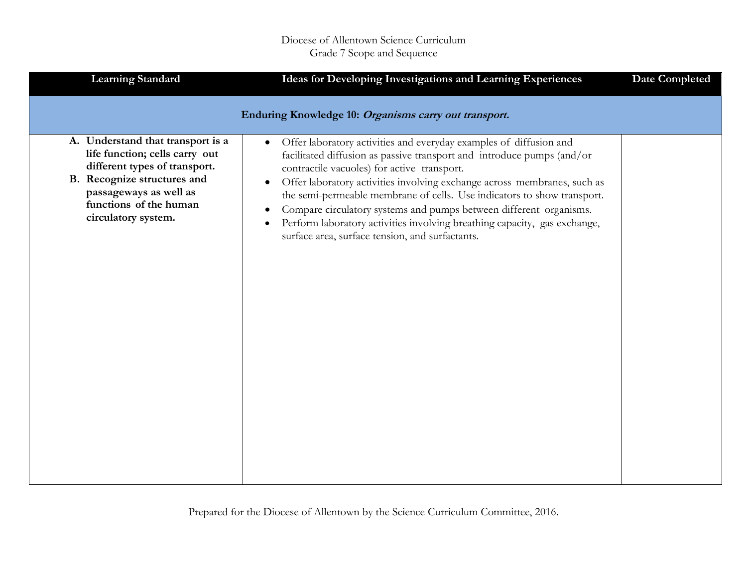Diocese of Allentown Science Curriculum
Grade 7 Scope and Sequence

| Learning Standard | Ideas for Developing Investigations and Learning Experiences | Date Completed |
|---|---|---|
| **Enduring Knowledge 10:** ***Organisms carry out transport.*** | | |
| **A. Understand that transport is a life function; cells carry out different types of transport.**<br>**B. Recognize structures and passageways as well as functions of the human circulatory system.** | • Offer laboratory activities and everyday examples of diffusion and facilitated diffusion as passive transport and introduce pumps (and/or contractile vacuoles) for active transport.<br>• Offer laboratory activities involving exchange across membranes, such as the semi-permeable membrane of cells. Use indicators to show transport.<br>• Compare circulatory systems and pumps between different organisms.<br>• Perform laboratory activities involving breathing capacity, gas exchange, surface area, surface tension, and surfactants. | |

Prepared for the Diocese of Allentown by the Science Curriculum Committee, 2016.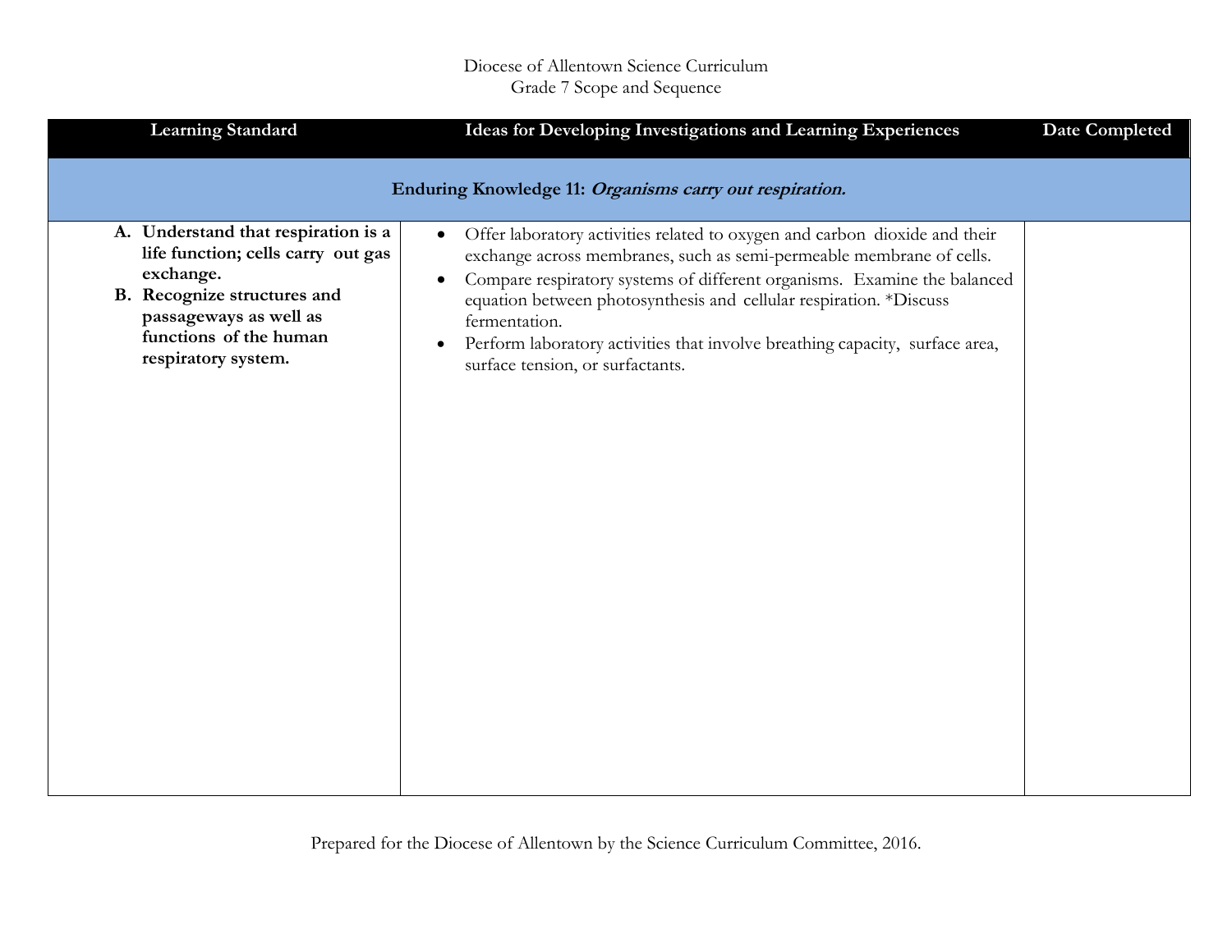Diocese of Allentown Science Curriculum
Grade 7 Scope and Sequence

| Learning Standard | Ideas for Developing Investigations and Learning Experiences | Date Completed |
|---|---|---|
| **Enduring Knowledge 11:** ***Organisms carry out respiration.*** | | |
| **A. Understand that respiration is a life function; cells carry out gas exchange.**<br>**B. Recognize structures and passageways as well as functions of the human respiratory system.** | • Offer laboratory activities related to oxygen and carbon dioxide and their exchange across membranes, such as semi-permeable membrane of cells.<br>• Compare respiratory systems of different organisms. Examine the balanced equation between photosynthesis and cellular respiration. *Discuss fermentation.<br>• Perform laboratory activities that involve breathing capacity, surface area, surface tension, or surfactants. | |

Prepared for the Diocese of Allentown by the Science Curriculum Committee, 2016.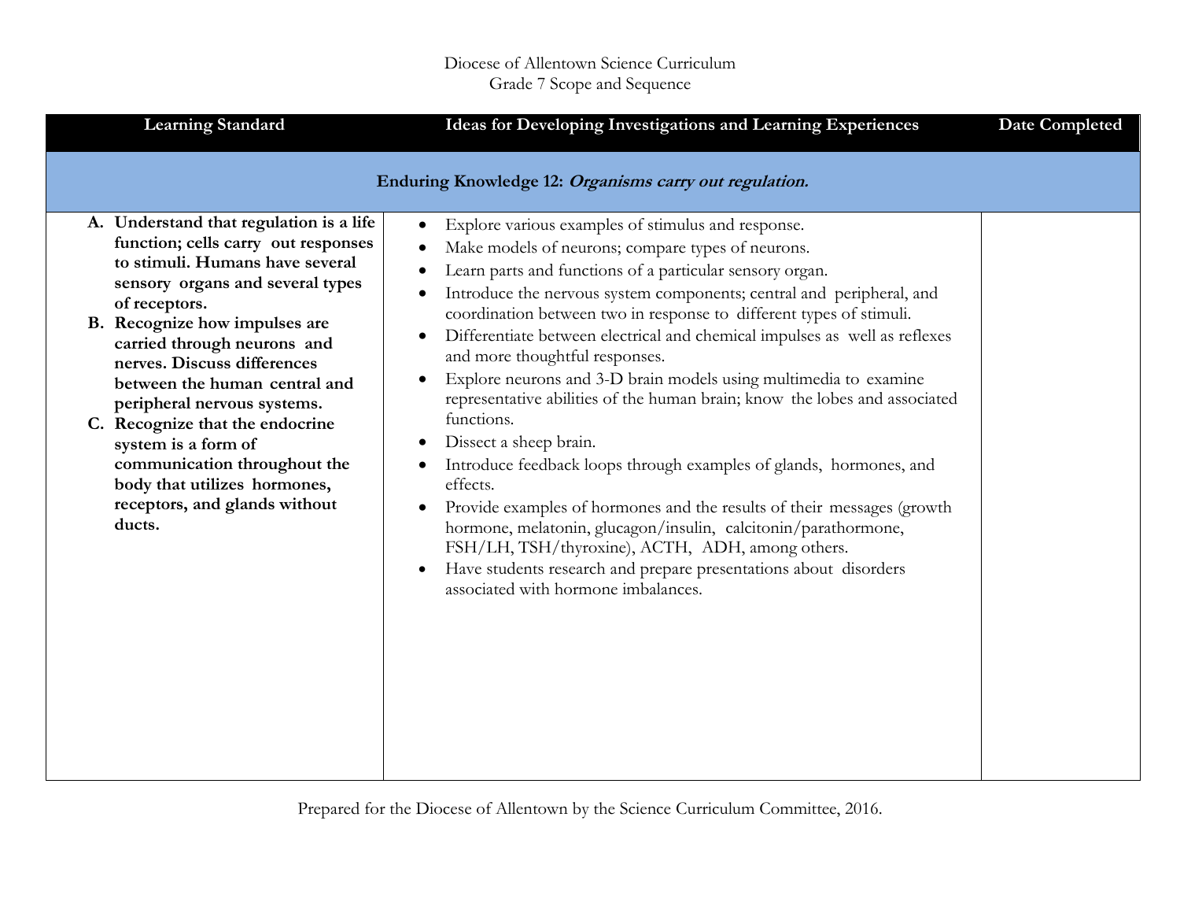Diocese of Allentown Science Curriculum
Grade 7 Scope and Sequence

| Learning Standard | Ideas for Developing Investigations and Learning Experiences | Date Completed |
|---|---|---|
| **Enduring Knowledge 12: *Organisms carry out regulation.*** | | |
| **A. Understand that regulation is a life function; cells carry out responses to stimuli. Humans have several sensory organs and several types of receptors.**<br>**B. Recognize how impulses are carried through neurons and nerves. Discuss differences between the human central and peripheral nervous systems.**<br>**C. Recognize that the endocrine system is a form of communication throughout the body that utilizes hormones, receptors, and glands without ducts.** | • Explore various examples of stimulus and response.<br>• Make models of neurons; compare types of neurons.<br>• Learn parts and functions of a particular sensory organ.<br>• Introduce the nervous system components; central and peripheral, and coordination between two in response to different types of stimuli.<br>• Differentiate between electrical and chemical impulses as well as reflexes and more thoughtful responses.<br>• Explore neurons and 3-D brain models using multimedia to examine representative abilities of the human brain; know the lobes and associated functions.<br>• Dissect a sheep brain.<br>• Introduce feedback loops through examples of glands, hormones, and effects.<br>• Provide examples of hormones and the results of their messages (growth hormone, melatonin, glucagon/insulin, calcitonin/parathormone, FSH/LH, TSH/thyroxine), ACTH, ADH, among others.<br>• Have students research and prepare presentations about disorders associated with hormone imbalances. | |

Prepared for the Diocese of Allentown by the Science Curriculum Committee, 2016.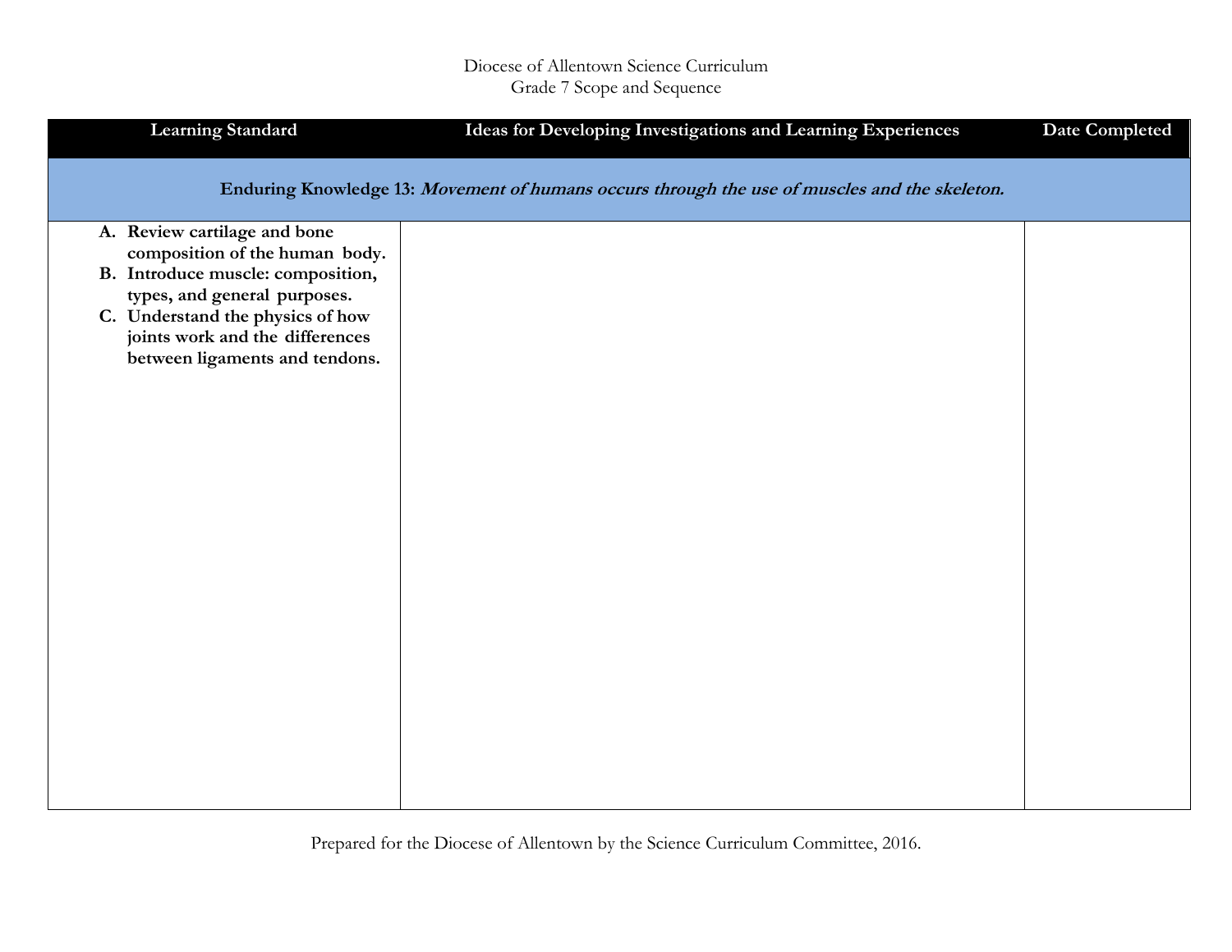Diocese of Allentown Science Curriculum
Grade 7 Scope and Sequence

| Learning Standard | Ideas for Developing Investigations and Learning Experiences | Date Completed |
|---|---|---|
| **Enduring Knowledge 13:** ***Movement of humans occurs through the use of muscles and the skeleton.*** | | |
| **A. Review cartilage and bone composition of the human body.**<br>**B. Introduce muscle: composition, types, and general purposes.**<br>**C. Understand the physics of how joints work and the differences between ligaments and tendons.** | | |

Prepared for the Diocese of Allentown by the Science Curriculum Committee, 2016.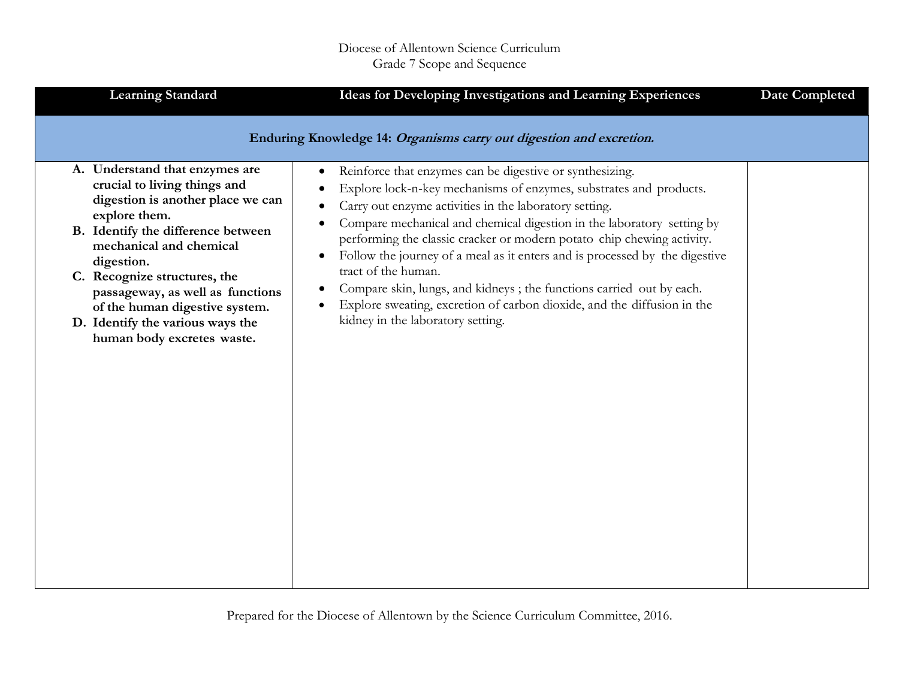Diocese of Allentown Science Curriculum
Grade 7 Scope and Sequence

| Learning Standard | Ideas for Developing Investigations and Learning Experiences | Date Completed |
|---|---|---|
| **Enduring Knowledge 14:** ***Organisms carry out digestion and excretion.*** | | |
| **A. Understand that enzymes are crucial to living things and digestion is another place we can explore them.**<br>**B. Identify the difference between mechanical and chemical digestion.**<br>**C. Recognize structures, the passageway, as well as functions of the human digestive system.**<br>**D. Identify the various ways the human body excretes waste.** | • Reinforce that enzymes can be digestive or synthesizing.<br>• Explore lock-n-key mechanisms of enzymes, substrates and products.<br>• Carry out enzyme activities in the laboratory setting.<br>• Compare mechanical and chemical digestion in the laboratory setting by performing the classic cracker or modern potato chip chewing activity.<br>• Follow the journey of a meal as it enters and is processed by the digestive tract of the human.<br>• Compare skin, lungs, and kidneys ; the functions carried out by each.<br>• Explore sweating, excretion of carbon dioxide, and the diffusion in the kidney in the laboratory setting. | |

Prepared for the Diocese of Allentown by the Science Curriculum Committee, 2016.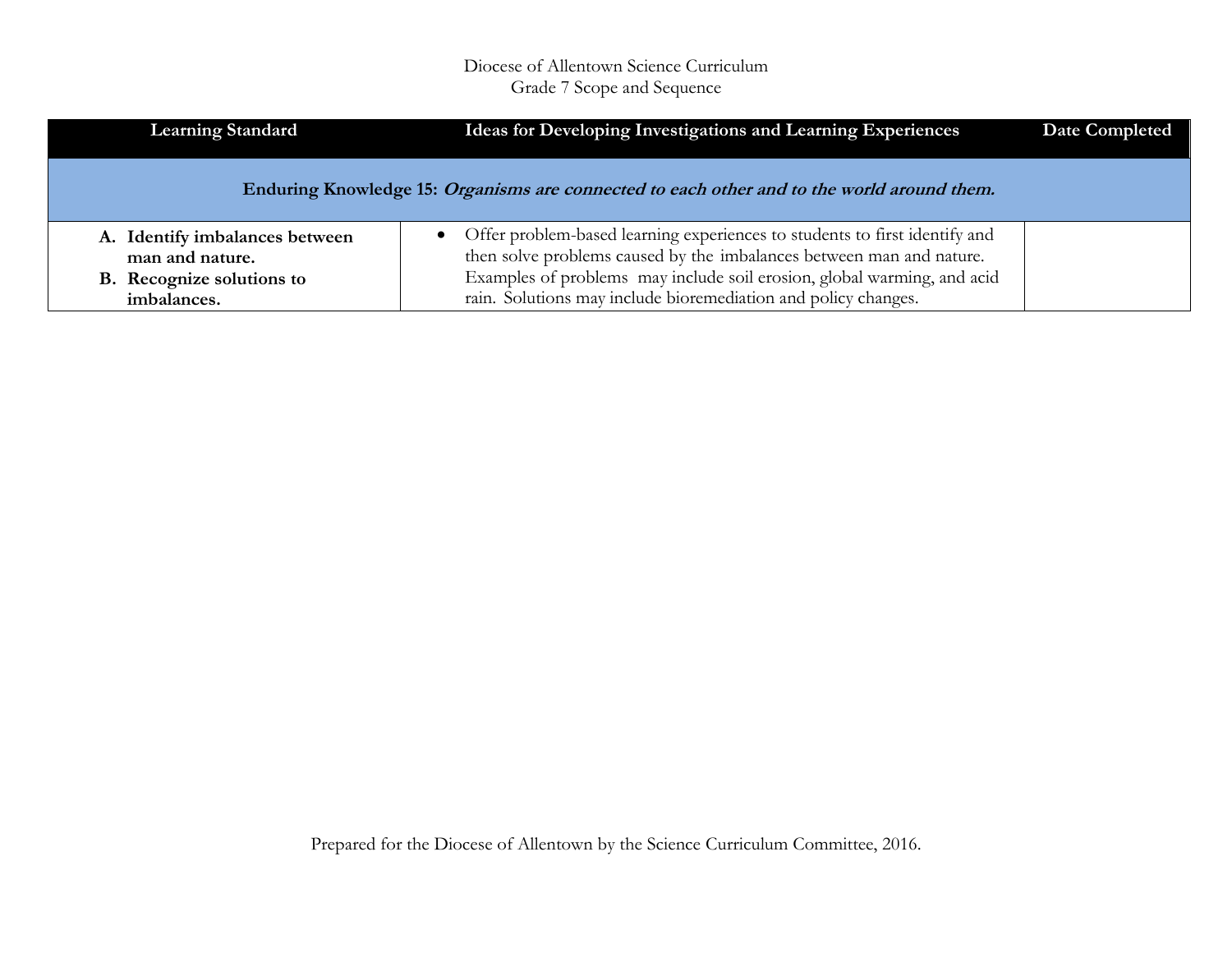| Learning Standard | Ideas for Developing Investigations and Learning Experiences | Date Completed |
|---|---|---|
| **Enduring Knowledge 15:** ***Organisms are connected to each other and to the world around them.*** | | |
| **A. Identify imbalances between man and nature.**<br>**B. Recognize solutions to imbalances.** | • Offer problem-based learning experiences to students to first identify and then solve problems caused by the imbalances between man and nature. Examples of problems may include soil erosion, global warming, and acid rain. Solutions may include bioremediation and policy changes. | |